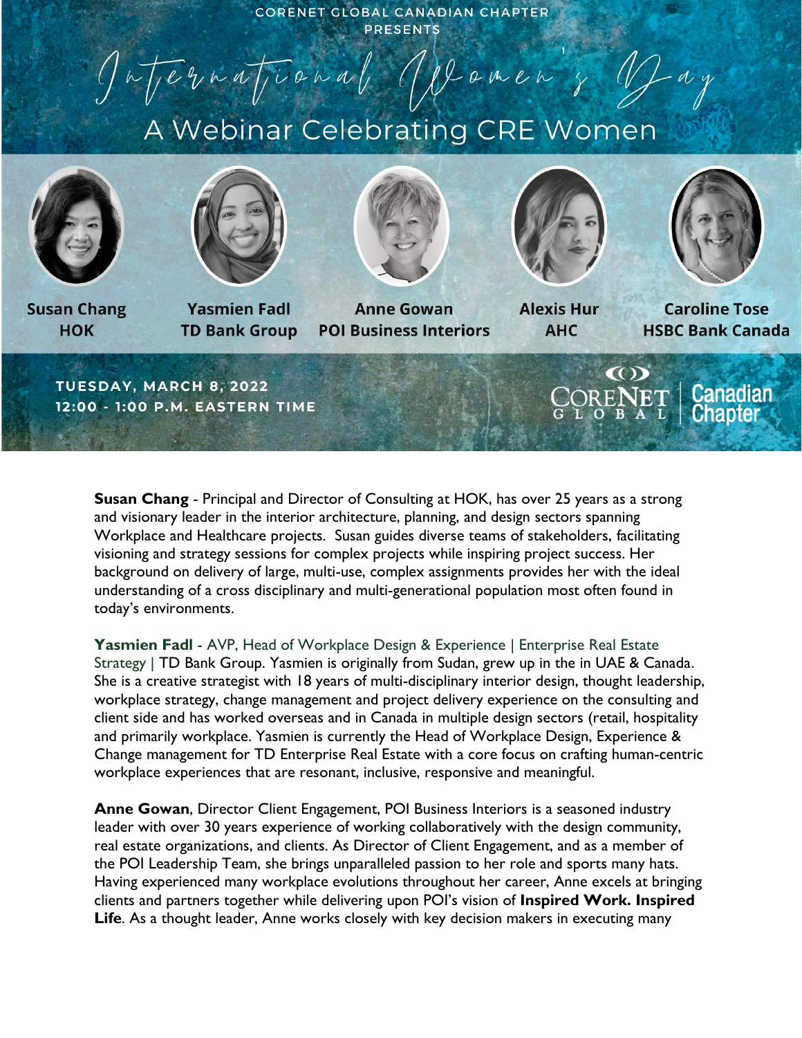CORENET GLOBAL CANADIAN CHAPTER PRESENTS

# International Women's Day

## A Webinar Celebrating CRE Women

| Susan Chang | Yasmien Fadl | Anne Gowan | Alexis Hur | Caroline Tose |
|---|---|---|---|---|
| HOK | TD Bank Group | POI Business Interiors | AHC | HSBC Bank Canada |

**TUESDAY, MARCH 8, 2022**
**12:00 - 1:00 P.M. EASTERN TIME**

CORENET GLOBAL | Canadian Chapter

**Susan Chang** - Principal and Director of Consulting at HOK, has over 25 years as a strong and visionary leader in the interior architecture, planning, and design sectors spanning Workplace and Healthcare projects. Susan guides diverse teams of stakeholders, facilitating visioning and strategy sessions for complex projects while inspiring project success. Her background on delivery of large, multi-use, complex assignments provides her with the ideal understanding of a cross disciplinary and multi-generational population most often found in today's environments.

**Yasmien Fadl** - AVP, Head of Workplace Design & Experience | Enterprise Real Estate Strategy | TD Bank Group. Yasmien is originally from Sudan, grew up in the in UAE & Canada. She is a creative strategist with 18 years of multi-disciplinary interior design, thought leadership, workplace strategy, change management and project delivery experience on the consulting and client side and has worked overseas and in Canada in multiple design sectors (retail, hospitality and primarily workplace. Yasmien is currently the Head of Workplace Design, Experience & Change management for TD Enterprise Real Estate with a core focus on crafting human-centric workplace experiences that are resonant, inclusive, responsive and meaningful.

**Anne Gowan**, Director Client Engagement, POI Business Interiors is a seasoned industry leader with over 30 years experience of working collaboratively with the design community, real estate organizations, and clients. As Director of Client Engagement, and as a member of the POI Leadership Team, she brings unparalleled passion to her role and sports many hats. Having experienced many workplace evolutions throughout her career, Anne excels at bringing clients and partners together while delivering upon POI's vision of **Inspired Work. Inspired Life**. As a thought leader, Anne works closely with key decision makers in executing many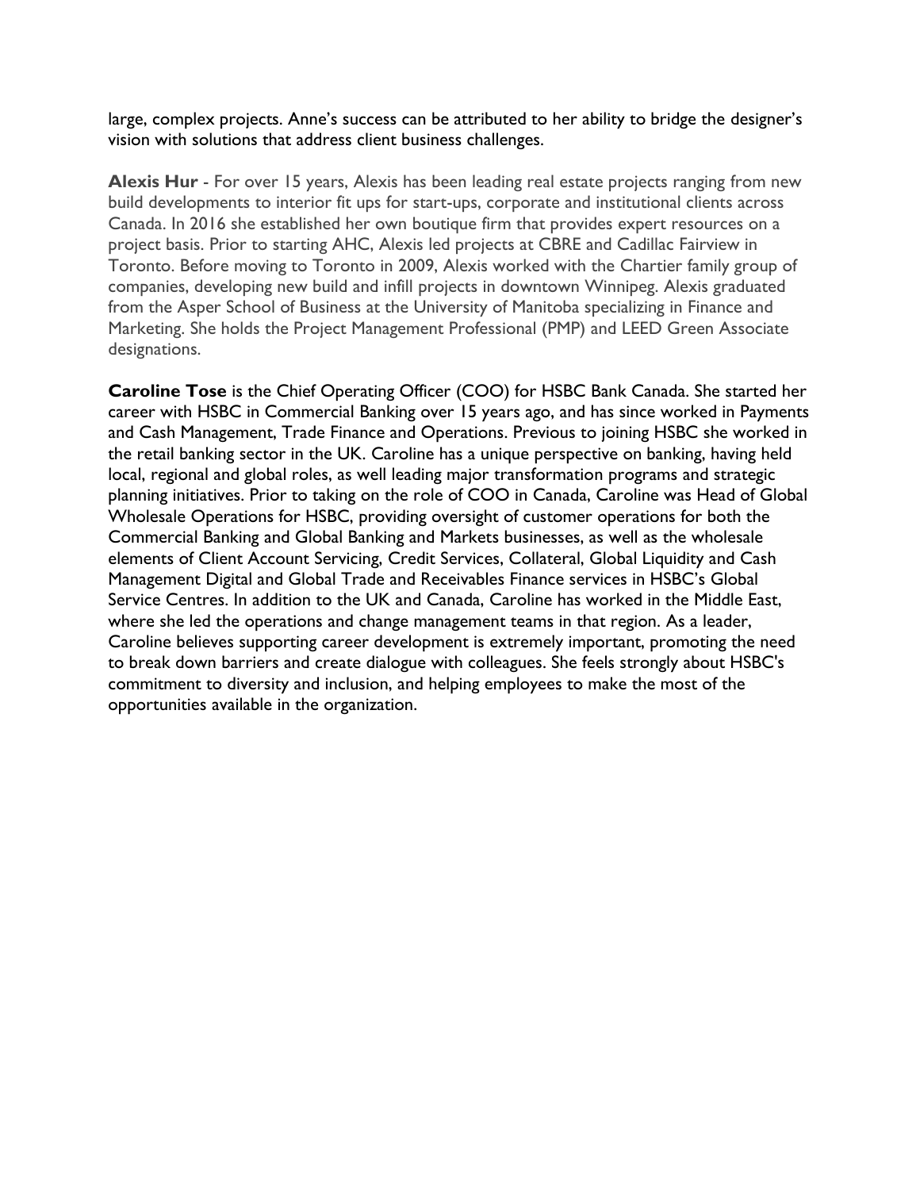large, complex projects. Anne's success can be attributed to her ability to bridge the designer's vision with solutions that address client business challenges.

**Alexis Hur** - For over 15 years, Alexis has been leading real estate projects ranging from new build developments to interior fit ups for start-ups, corporate and institutional clients across Canada. In 2016 she established her own boutique firm that provides expert resources on a project basis. Prior to starting AHC, Alexis led projects at CBRE and Cadillac Fairview in Toronto. Before moving to Toronto in 2009, Alexis worked with the Chartier family group of companies, developing new build and infill projects in downtown Winnipeg. Alexis graduated from the Asper School of Business at the University of Manitoba specializing in Finance and Marketing. She holds the Project Management Professional (PMP) and LEED Green Associate designations.

**Caroline Tose** is the Chief Operating Officer (COO) for HSBC Bank Canada. She started her career with HSBC in Commercial Banking over 15 years ago, and has since worked in Payments and Cash Management, Trade Finance and Operations. Previous to joining HSBC she worked in the retail banking sector in the UK. Caroline has a unique perspective on banking, having held local, regional and global roles, as well leading major transformation programs and strategic planning initiatives. Prior to taking on the role of COO in Canada, Caroline was Head of Global Wholesale Operations for HSBC, providing oversight of customer operations for both the Commercial Banking and Global Banking and Markets businesses, as well as the wholesale elements of Client Account Servicing, Credit Services, Collateral, Global Liquidity and Cash Management Digital and Global Trade and Receivables Finance services in HSBC's Global Service Centres. In addition to the UK and Canada, Caroline has worked in the Middle East, where she led the operations and change management teams in that region. As a leader, Caroline believes supporting career development is extremely important, promoting the need to break down barriers and create dialogue with colleagues. She feels strongly about HSBC's commitment to diversity and inclusion, and helping employees to make the most of the opportunities available in the organization.